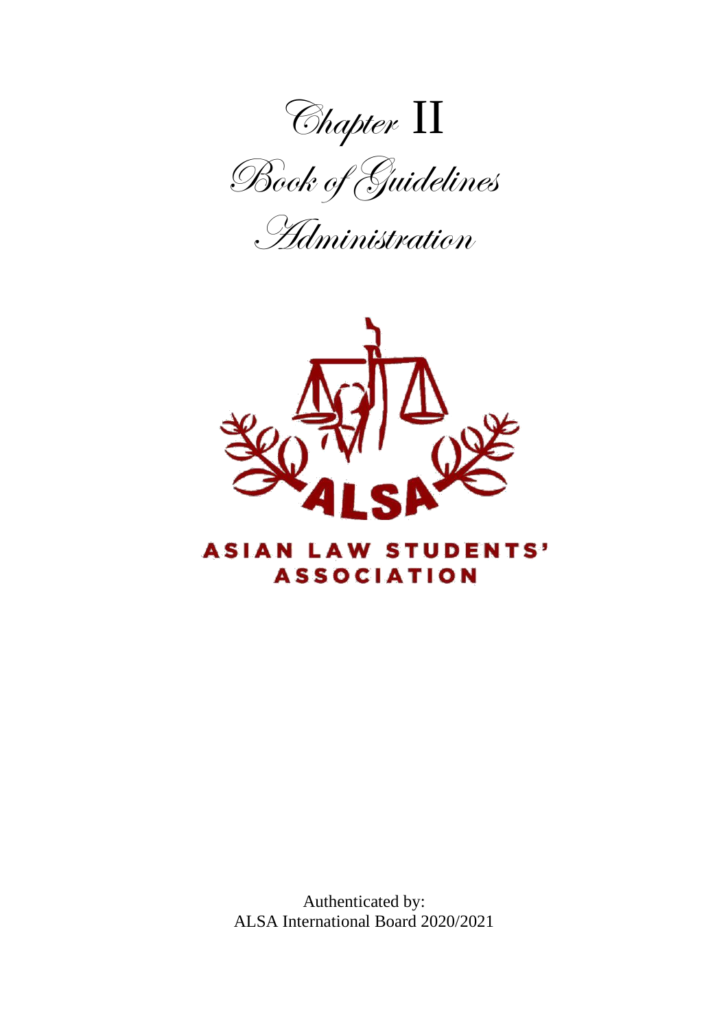# Chapter II

# Book of Guidelines

# Administration

ASIAN LAW STUDENTS' ASSOCIATION

Authenticated by:
ALSA International Board 2020/2021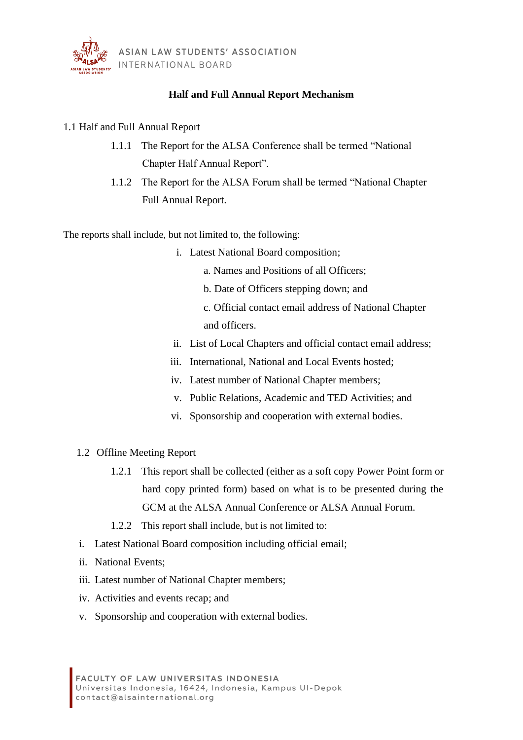**Half and Full Annual Report Mechanism**

1.1 Half and Full Annual Report

1.1.1 The Report for the ALSA Conference shall be termed "National Chapter Half Annual Report".

1.1.2 The Report for the ALSA Forum shall be termed "National Chapter Full Annual Report.

The reports shall include, but not limited to, the following:

i. Latest National Board composition;
   - a. Names and Positions of all Officers;
   - b. Date of Officers stepping down; and
   - c. Official contact email address of National Chapter and officers.

ii. List of Local Chapters and official contact email address;

iii. International, National and Local Events hosted;

iv. Latest number of National Chapter members;

v. Public Relations, Academic and TED Activities; and

vi. Sponsorship and cooperation with external bodies.

1.2 Offline Meeting Report

1.2.1 This report shall be collected (either as a soft copy Power Point form or hard copy printed form) based on what is to be presented during the GCM at the ALSA Annual Conference or ALSA Annual Forum.

1.2.2 This report shall include, but is not limited to:

i. Latest National Board composition including official email;

ii. National Events;

iii. Latest number of National Chapter members;

iv. Activities and events recap; and

v. Sponsorship and cooperation with external bodies.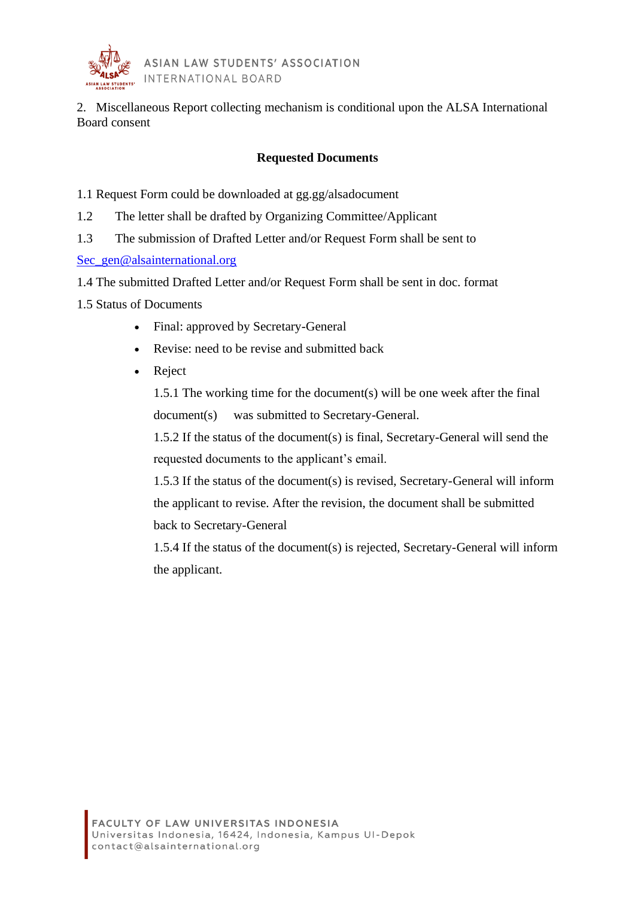2. Miscellaneous Report collecting mechanism is conditional upon the ALSA International Board consent

**Requested Documents**

1.1 Request Form could be downloaded at gg.gg/alsadocument

1.2 The letter shall be drafted by Organizing Committee/Applicant

1.3 The submission of Drafted Letter and/or Request Form shall be sent to Sec_gen@alsainternational.org

1.4 The submitted Drafted Letter and/or Request Form shall be sent in doc. format

1.5 Status of Documents

- Final: approved by Secretary-General
- Revise: need to be revise and submitted back
- Reject

1.5.1 The working time for the document(s) will be one week after the final document(s) was submitted to Secretary-General.

1.5.2 If the status of the document(s) is final, Secretary-General will send the requested documents to the applicant's email.

1.5.3 If the status of the document(s) is revised, Secretary-General will inform the applicant to revise. After the revision, the document shall be submitted back to Secretary-General

1.5.4 If the status of the document(s) is rejected, Secretary-General will inform the applicant.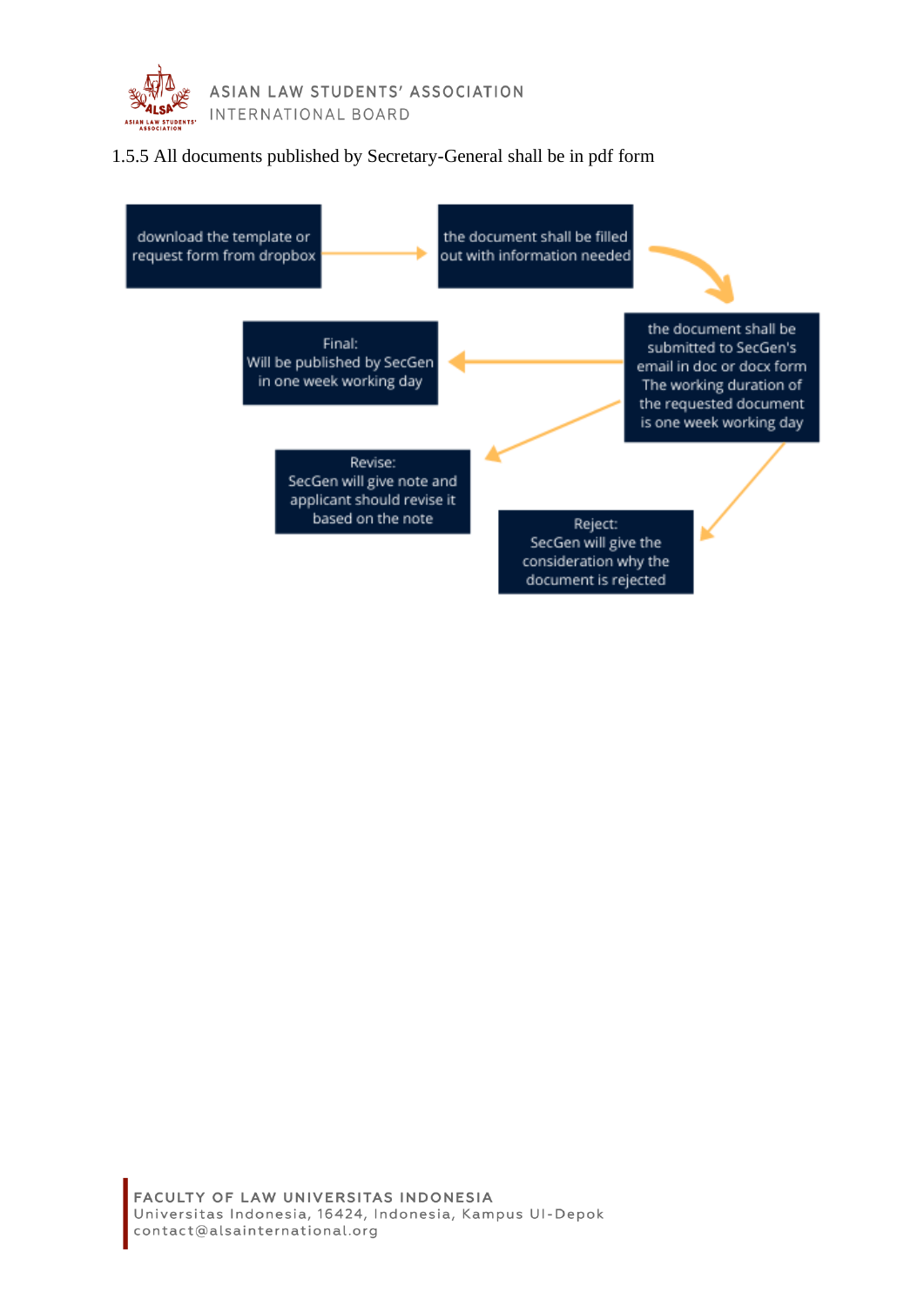1.5.5 All documents published by Secretary-General shall be in pdf form

download the template or request form from dropbox

the document shall be filled out with information needed

the document shall be submitted to SecGen's email in doc or docx form The working duration of the requested document is one week working day

Final:
Will be published by SecGen in one week working day

Revise:
SecGen will give note and applicant should revise it based on the note

Reject:
SecGen will give the consideration why the document is rejected